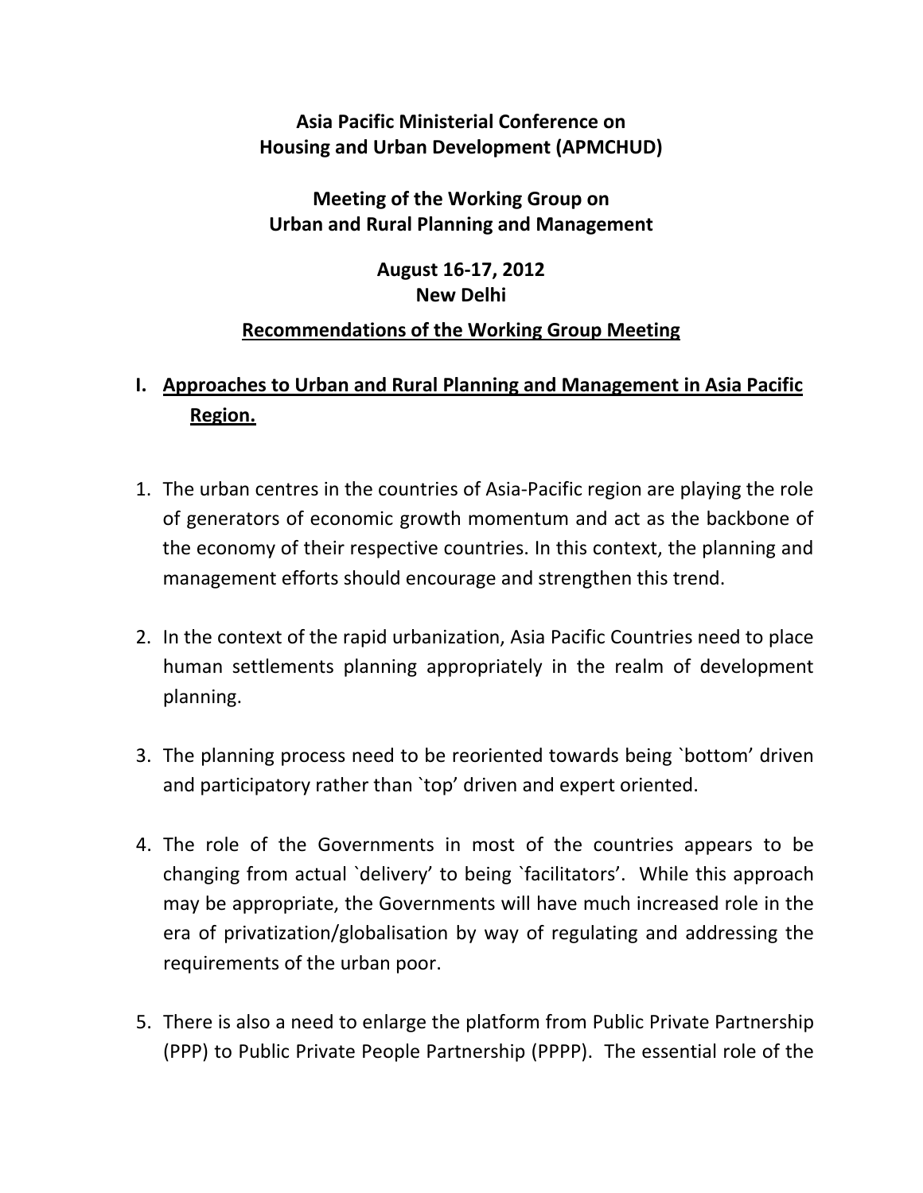**Asia Pacific Ministerial Conference on Housing and Urban Development (APMCHUD)**

**Meeting of the Working Group on Urban and Rural Planning and Management**

**August 16-17, 2012**
**New Delhi**

**Recommendations of the Working Group Meeting**

## I. Approaches to Urban and Rural Planning and Management in Asia Pacific Region.

1. The urban centres in the countries of Asia-Pacific region are playing the role of generators of economic growth momentum and act as the backbone of the economy of their respective countries. In this context, the planning and management efforts should encourage and strengthen this trend.

2. In the context of the rapid urbanization, Asia Pacific Countries need to place human settlements planning appropriately in the realm of development planning.

3. The planning process need to be reoriented towards being `bottom' driven and participatory rather than `top' driven and expert oriented.

4. The role of the Governments in most of the countries appears to be changing from actual `delivery' to being `facilitators'. While this approach may be appropriate, the Governments will have much increased role in the era of privatization/globalisation by way of regulating and addressing the requirements of the urban poor.

5. There is also a need to enlarge the platform from Public Private Partnership (PPP) to Public Private People Partnership (PPPP). The essential role of the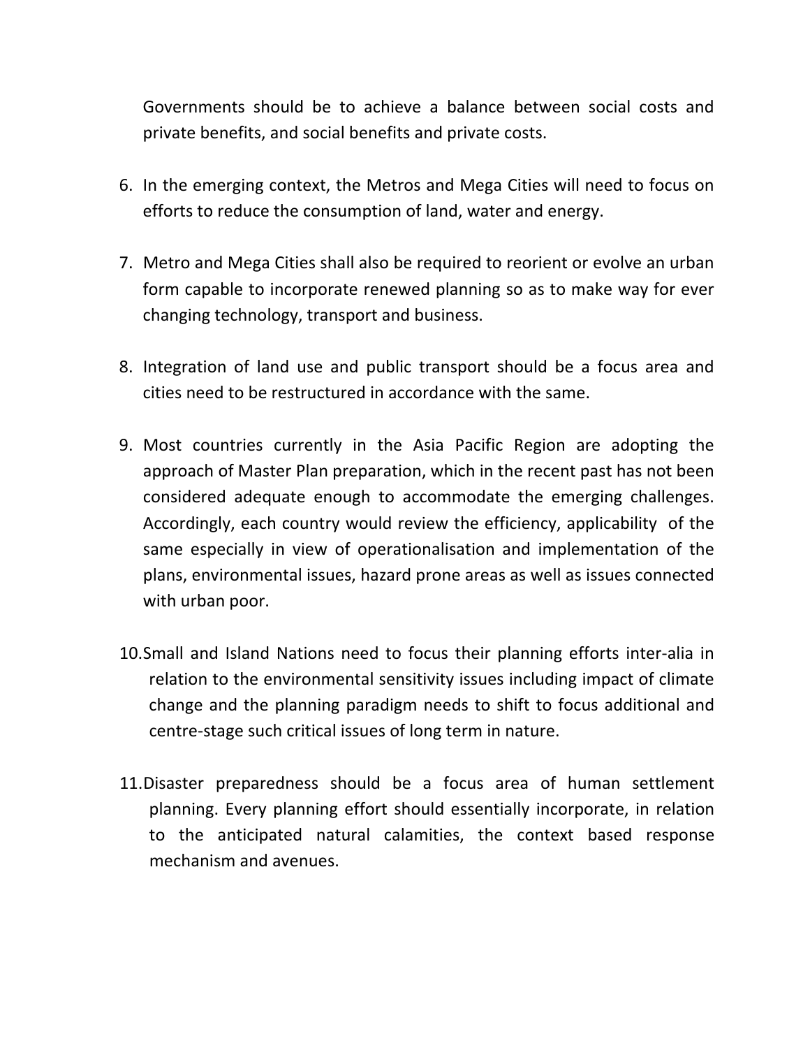Governments should be to achieve a balance between social costs and private benefits, and social benefits and private costs.

6. In the emerging context, the Metros and Mega Cities will need to focus on efforts to reduce the consumption of land, water and energy.

7. Metro and Mega Cities shall also be required to reorient or evolve an urban form capable to incorporate renewed planning so as to make way for ever changing technology, transport and business.

8. Integration of land use and public transport should be a focus area and cities need to be restructured in accordance with the same.

9. Most countries currently in the Asia Pacific Region are adopting the approach of Master Plan preparation, which in the recent past has not been considered adequate enough to accommodate the emerging challenges. Accordingly, each country would review the efficiency, applicability of the same especially in view of operationalisation and implementation of the plans, environmental issues, hazard prone areas as well as issues connected with urban poor.

10. Small and Island Nations need to focus their planning efforts inter-alia in relation to the environmental sensitivity issues including impact of climate change and the planning paradigm needs to shift to focus additional and centre-stage such critical issues of long term in nature.

11. Disaster preparedness should be a focus area of human settlement planning. Every planning effort should essentially incorporate, in relation to the anticipated natural calamities, the context based response mechanism and avenues.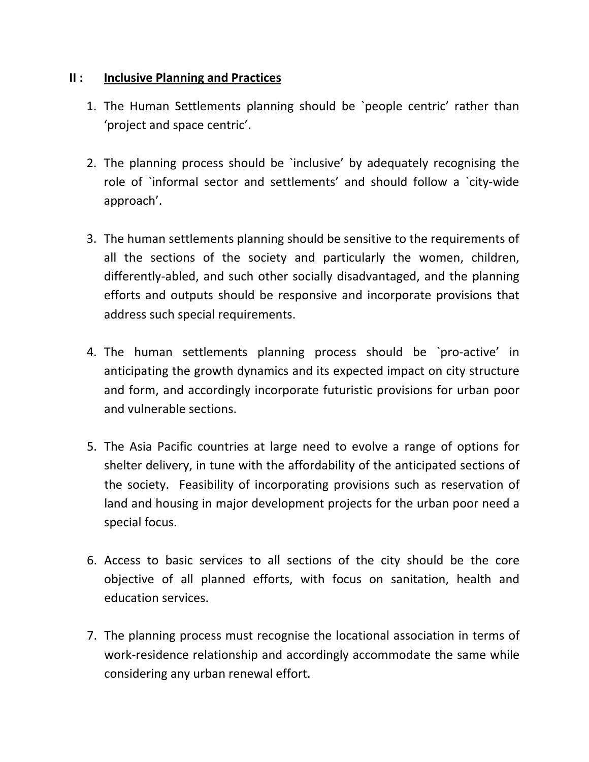## II : Inclusive Planning and Practices

1. The Human Settlements planning should be `people centric' rather than 'project and space centric'.

2. The planning process should be `inclusive' by adequately recognising the role of `informal sector and settlements' and should follow a `city-wide approach'.

3. The human settlements planning should be sensitive to the requirements of all the sections of the society and particularly the women, children, differently-abled, and such other socially disadvantaged, and the planning efforts and outputs should be responsive and incorporate provisions that address such special requirements.

4. The human settlements planning process should be `pro-active' in anticipating the growth dynamics and its expected impact on city structure and form, and accordingly incorporate futuristic provisions for urban poor and vulnerable sections.

5. The Asia Pacific countries at large need to evolve a range of options for shelter delivery, in tune with the affordability of the anticipated sections of the society. Feasibility of incorporating provisions such as reservation of land and housing in major development projects for the urban poor need a special focus.

6. Access to basic services to all sections of the city should be the core objective of all planned efforts, with focus on sanitation, health and education services.

7. The planning process must recognise the locational association in terms of work-residence relationship and accordingly accommodate the same while considering any urban renewal effort.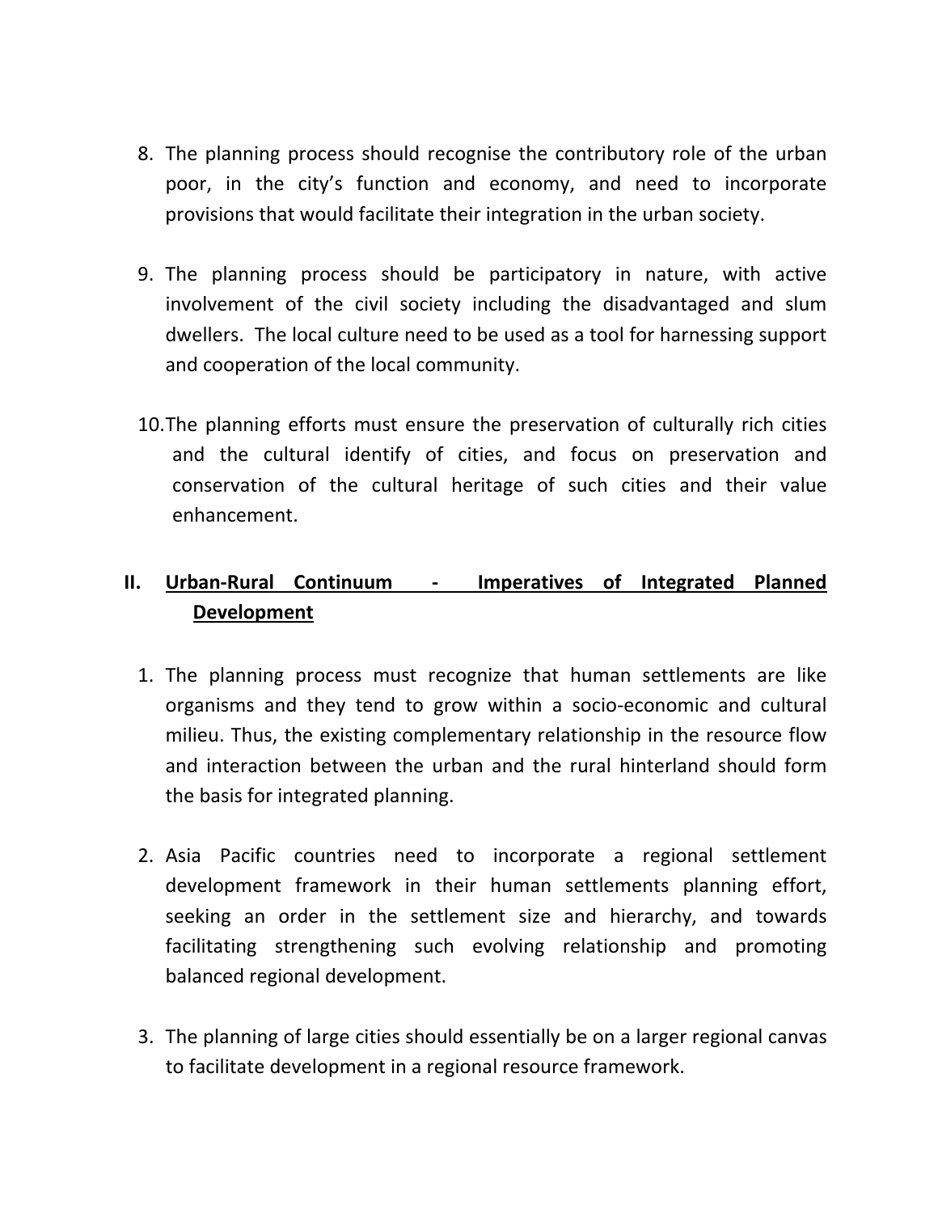8. The planning process should recognise the contributory role of the urban poor, in the city's function and economy, and need to incorporate provisions that would facilitate their integration in the urban society.

9. The planning process should be participatory in nature, with active involvement of the civil society including the disadvantaged and slum dwellers. The local culture need to be used as a tool for harnessing support and cooperation of the local community.

10. The planning efforts must ensure the preservation of culturally rich cities and the cultural identify of cities, and focus on preservation and conservation of the cultural heritage of such cities and their value enhancement.

## II. Urban-Rural Continuum - Imperatives of Integrated Planned Development

1. The planning process must recognize that human settlements are like organisms and they tend to grow within a socio-economic and cultural milieu. Thus, the existing complementary relationship in the resource flow and interaction between the urban and the rural hinterland should form the basis for integrated planning.

2. Asia Pacific countries need to incorporate a regional settlement development framework in their human settlements planning effort, seeking an order in the settlement size and hierarchy, and towards facilitating strengthening such evolving relationship and promoting balanced regional development.

3. The planning of large cities should essentially be on a larger regional canvas to facilitate development in a regional resource framework.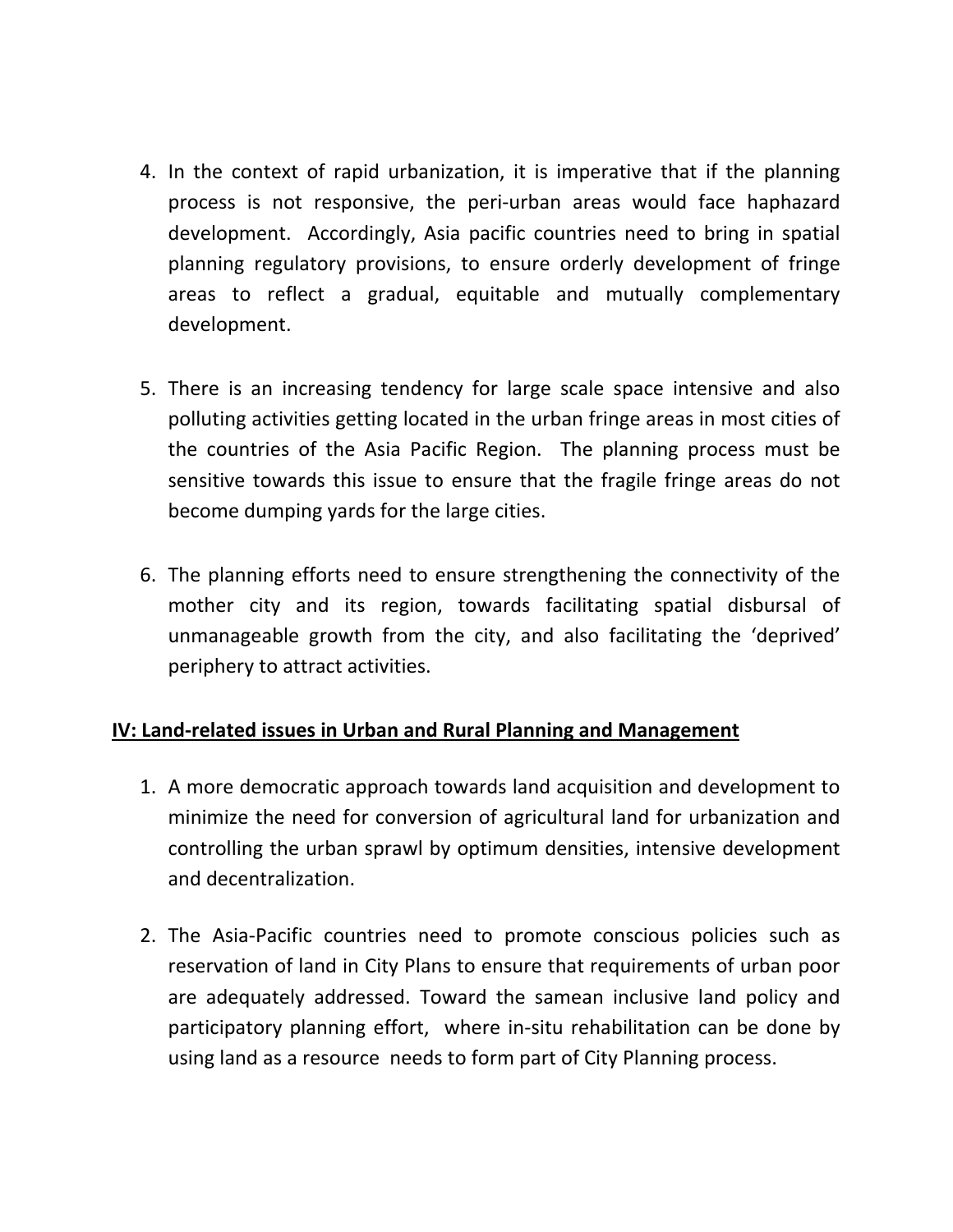4. In the context of rapid urbanization, it is imperative that if the planning process is not responsive, the peri-urban areas would face haphazard development. Accordingly, Asia pacific countries need to bring in spatial planning regulatory provisions, to ensure orderly development of fringe areas to reflect a gradual, equitable and mutually complementary development.

5. There is an increasing tendency for large scale space intensive and also polluting activities getting located in the urban fringe areas in most cities of the countries of the Asia Pacific Region. The planning process must be sensitive towards this issue to ensure that the fragile fringe areas do not become dumping yards for the large cities.

6. The planning efforts need to ensure strengthening the connectivity of the mother city and its region, towards facilitating spatial disbursal of unmanageable growth from the city, and also facilitating the 'deprived' periphery to attract activities.

**IV: Land-related issues in Urban and Rural Planning and Management**

1. A more democratic approach towards land acquisition and development to minimize the need for conversion of agricultural land for urbanization and controlling the urban sprawl by optimum densities, intensive development and decentralization.

2. The Asia-Pacific countries need to promote conscious policies such as reservation of land in City Plans to ensure that requirements of urban poor are adequately addressed. Toward the samean inclusive land policy and participatory planning effort, where in-situ rehabilitation can be done by using land as a resource needs to form part of City Planning process.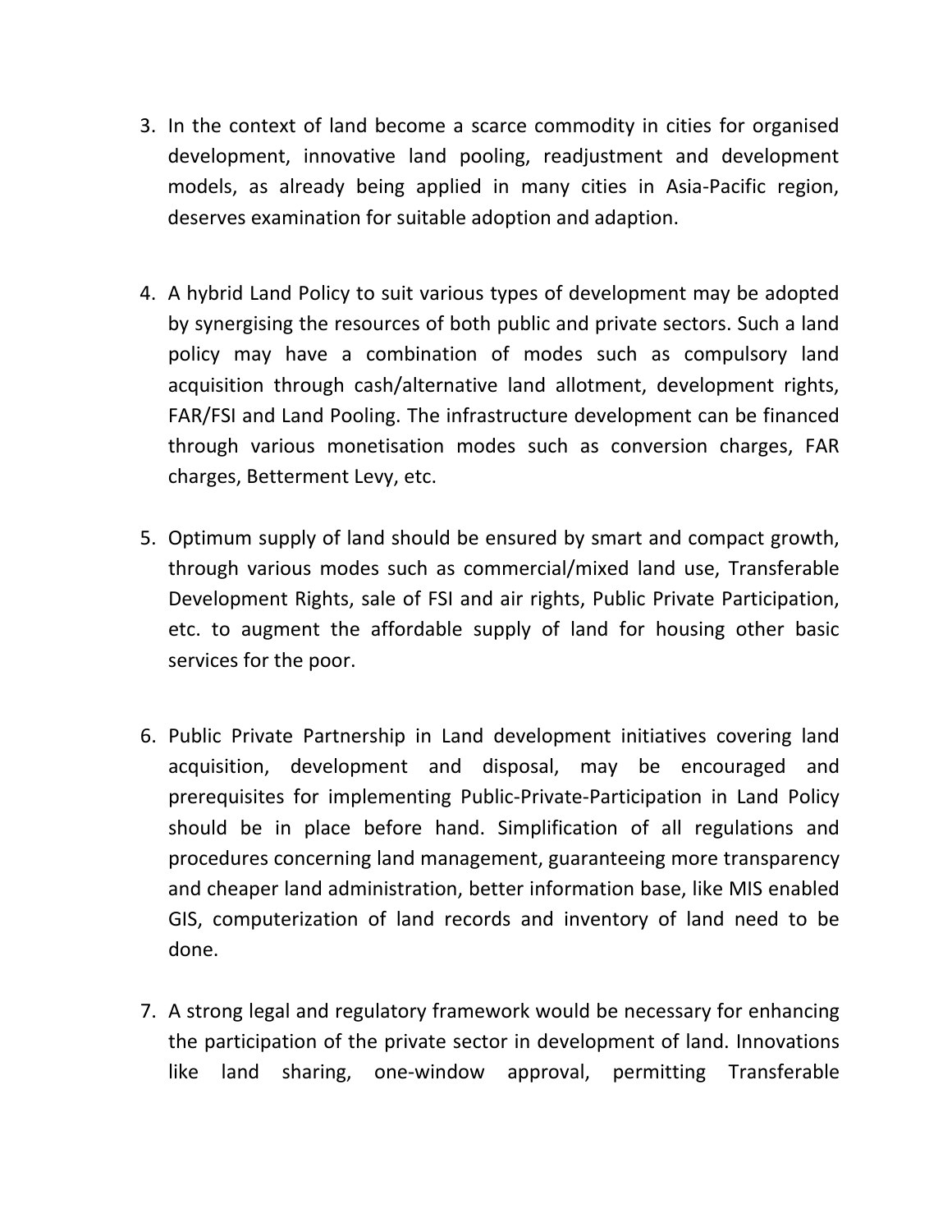3. In the context of land become a scarce commodity in cities for organised development, innovative land pooling, readjustment and development models, as already being applied in many cities in Asia-Pacific region, deserves examination for suitable adoption and adaption.

4. A hybrid Land Policy to suit various types of development may be adopted by synergising the resources of both public and private sectors. Such a land policy may have a combination of modes such as compulsory land acquisition through cash/alternative land allotment, development rights, FAR/FSI and Land Pooling. The infrastructure development can be financed through various monetisation modes such as conversion charges, FAR charges, Betterment Levy, etc.

5. Optimum supply of land should be ensured by smart and compact growth, through various modes such as commercial/mixed land use, Transferable Development Rights, sale of FSI and air rights, Public Private Participation, etc. to augment the affordable supply of land for housing other basic services for the poor.

6. Public Private Partnership in Land development initiatives covering land acquisition, development and disposal, may be encouraged and prerequisites for implementing Public-Private-Participation in Land Policy should be in place before hand. Simplification of all regulations and procedures concerning land management, guaranteeing more transparency and cheaper land administration, better information base, like MIS enabled GIS, computerization of land records and inventory of land need to be done.

7. A strong legal and regulatory framework would be necessary for enhancing the participation of the private sector in development of land. Innovations like land sharing, one-window approval, permitting Transferable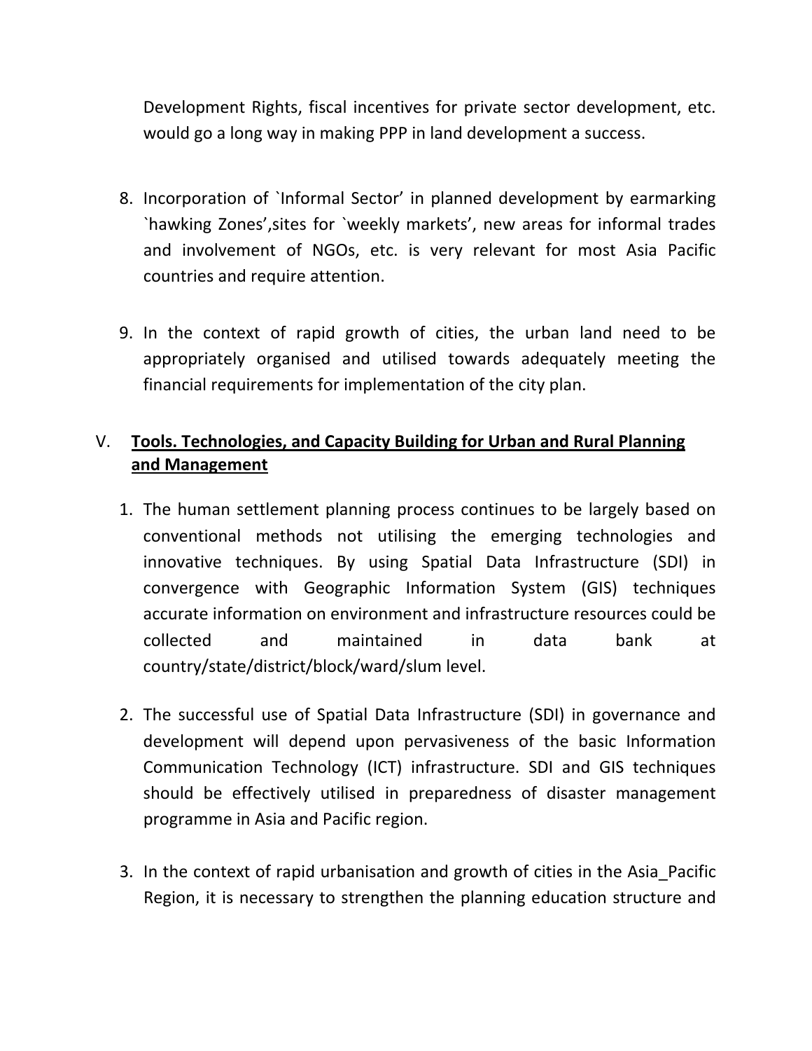Development Rights, fiscal incentives for private sector development, etc. would go a long way in making PPP in land development a success.

8. Incorporation of `Informal Sector' in planned development by earmarking `hawking Zones',sites for `weekly markets', new areas for informal trades and involvement of NGOs, etc. is very relevant for most Asia Pacific countries and require attention.

9. In the context of rapid growth of cities, the urban land need to be appropriately organised and utilised towards adequately meeting the financial requirements for implementation of the city plan.

## V. Tools. Technologies, and Capacity Building for Urban and Rural Planning and Management

1. The human settlement planning process continues to be largely based on conventional methods not utilising the emerging technologies and innovative techniques. By using Spatial Data Infrastructure (SDI) in convergence with Geographic Information System (GIS) techniques accurate information on environment and infrastructure resources could be collected and maintained in data bank at country/state/district/block/ward/slum level.

2. The successful use of Spatial Data Infrastructure (SDI) in governance and development will depend upon pervasiveness of the basic Information Communication Technology (ICT) infrastructure. SDI and GIS techniques should be effectively utilised in preparedness of disaster management programme in Asia and Pacific region.

3. In the context of rapid urbanisation and growth of cities in the Asia_Pacific Region, it is necessary to strengthen the planning education structure and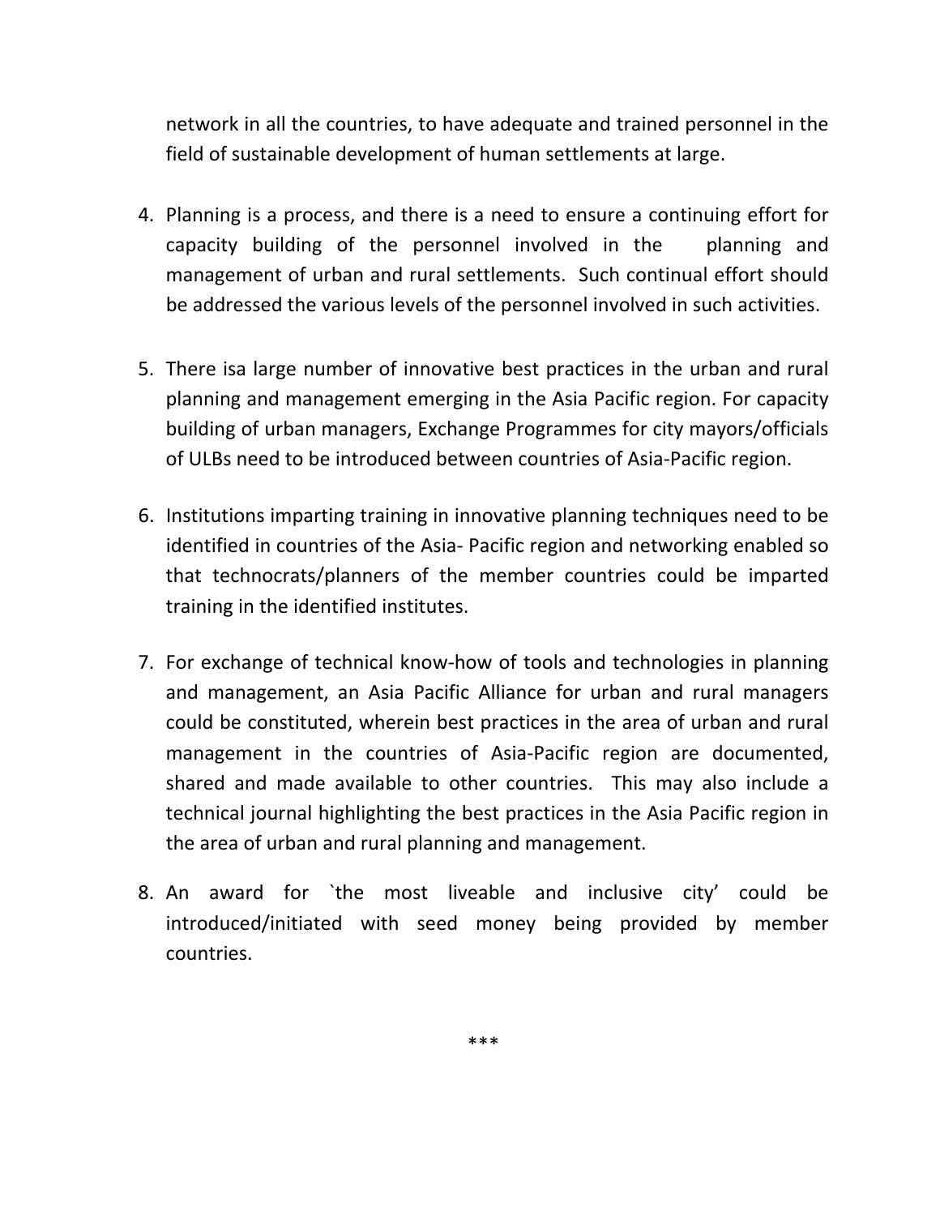network in all the countries, to have adequate and trained personnel in the field of sustainable development of human settlements at large.

4. Planning is a process, and there is a need to ensure a continuing effort for capacity building of the personnel involved in the planning and management of urban and rural settlements. Such continual effort should be addressed the various levels of the personnel involved in such activities.

5. There isa large number of innovative best practices in the urban and rural planning and management emerging in the Asia Pacific region. For capacity building of urban managers, Exchange Programmes for city mayors/officials of ULBs need to be introduced between countries of Asia-Pacific region.

6. Institutions imparting training in innovative planning techniques need to be identified in countries of the Asia- Pacific region and networking enabled so that technocrats/planners of the member countries could be imparted training in the identified institutes.

7. For exchange of technical know-how of tools and technologies in planning and management, an Asia Pacific Alliance for urban and rural managers could be constituted, wherein best practices in the area of urban and rural management in the countries of Asia-Pacific region are documented, shared and made available to other countries. This may also include a technical journal highlighting the best practices in the Asia Pacific region in the area of urban and rural planning and management.

8. An award for `the most liveable and inclusive city' could be introduced/initiated with seed money being provided by member countries.

***